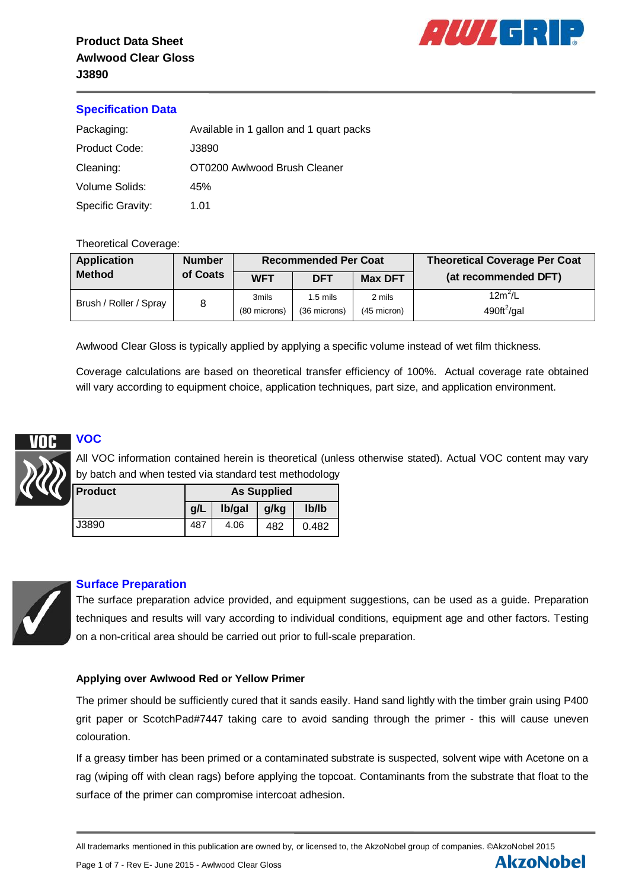**Product Data Sheet**
**Awlwood Clear Gloss**
**J3890**

## Specification Data

| | |
|---|---|
| Packaging: | Available in 1 gallon and 1 quart packs |
| Product Code: | J3890 |
| Cleaning: | OT0200 Awlwood Brush Cleaner |
| Volume Solids: | 45% |
| Specific Gravity: | 1.01 |

Theoretical Coverage:

| Application Method | Number of Coats | Recommended Per Coat | | | Theoretical Coverage Per Coat (at recommended DFT) |
|---|---|---|---|---|---|
| | | WFT | DFT | Max DFT | |
| Brush / Roller / Spray | 8 | 3mils (80 microns) | 1.5 mils (36 microns) | 2 mils (45 micron) | $12m^2/L$ $490ft^2/gal$ |

Awlwood Clear Gloss is typically applied by applying a specific volume instead of wet film thickness.

Coverage calculations are based on theoretical transfer efficiency of 100%. Actual coverage rate obtained will vary according to equipment choice, application techniques, part size, and application environment.

## VOC

All VOC information contained herein is theoretical (unless otherwise stated). Actual VOC content may vary by batch and when tested via standard test methodology

| Product | As Supplied | | | |
|---|---|---|---|---|
| | g/L | lb/gal | g/kg | lb/lb |
| J3890 | 487 | 4.06 | 482 | 0.482 |

## Surface Preparation

The surface preparation advice provided, and equipment suggestions, can be used as a guide. Preparation techniques and results will vary according to individual conditions, equipment age and other factors. Testing on a non-critical area should be carried out prior to full-scale preparation.

### Applying over Awlwood Red or Yellow Primer

The primer should be sufficiently cured that it sands easily. Hand sand lightly with the timber grain using P400 grit paper or ScotchPad#7447 taking care to avoid sanding through the primer - this will cause uneven colouration.

If a greasy timber has been primed or a contaminated substrate is suspected, solvent wipe with Acetone on a rag (wiping off with clean rags) before applying the topcoat. Contaminants from the substrate that float to the surface of the primer can compromise intercoat adhesion.

All trademarks mentioned in this publication are owned by, or licensed to, the AkzoNobel group of companies. ©AkzoNobel 2015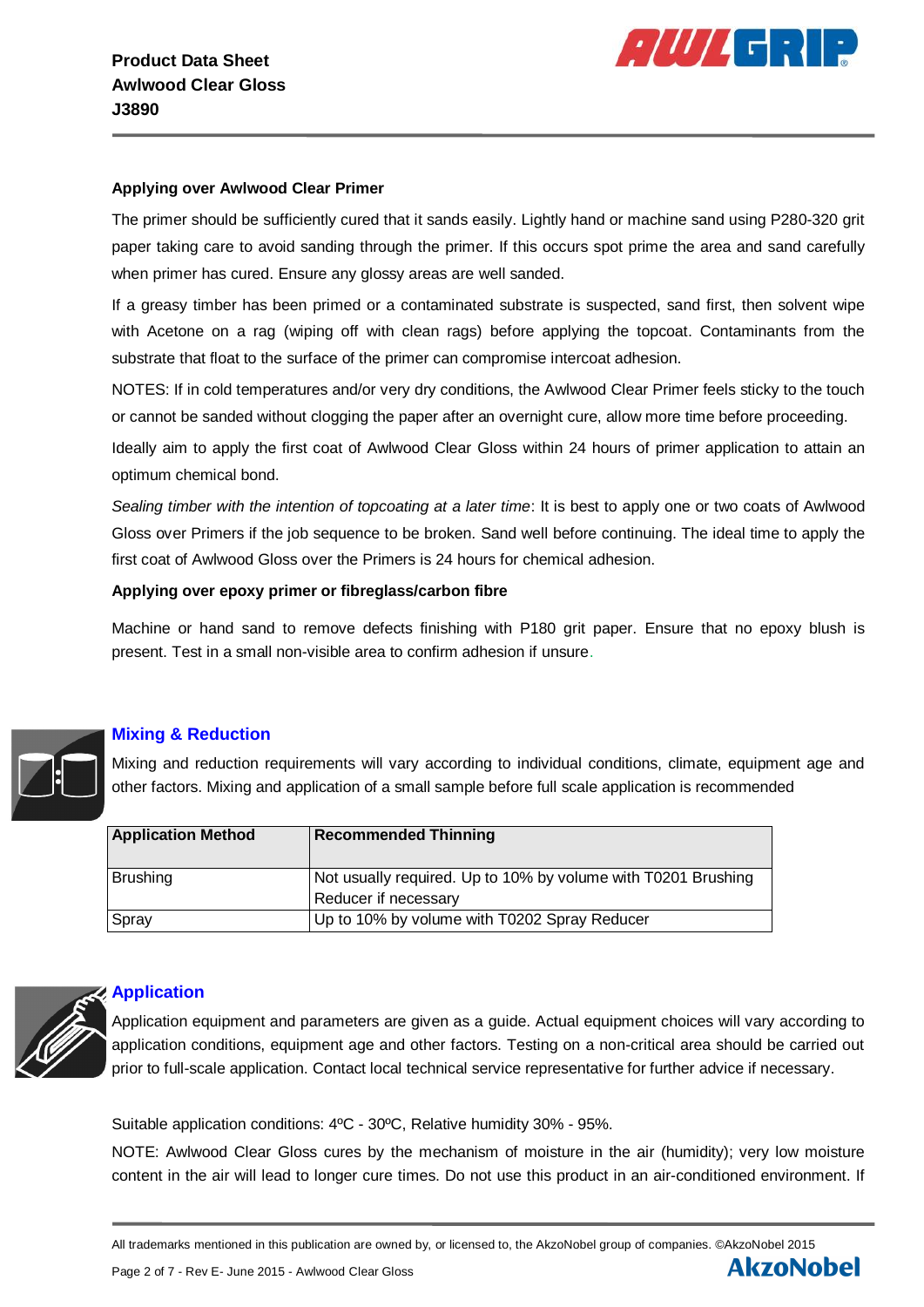### Applying over Awlwood Clear Primer

The primer should be sufficiently cured that it sands easily. Lightly hand or machine sand using P280-320 grit paper taking care to avoid sanding through the primer. If this occurs spot prime the area and sand carefully when primer has cured. Ensure any glossy areas are well sanded.

If a greasy timber has been primed or a contaminated substrate is suspected, sand first, then solvent wipe with Acetone on a rag (wiping off with clean rags) before applying the topcoat. Contaminants from the substrate that float to the surface of the primer can compromise intercoat adhesion.

NOTES: If in cold temperatures and/or very dry conditions, the Awlwood Clear Primer feels sticky to the touch or cannot be sanded without clogging the paper after an overnight cure, allow more time before proceeding.

Ideally aim to apply the first coat of Awlwood Clear Gloss within 24 hours of primer application to attain an optimum chemical bond.

*Sealing timber with the intention of topcoating at a later time*: It is best to apply one or two coats of Awlwood Gloss over Primers if the job sequence to be broken. Sand well before continuing. The ideal time to apply the first coat of Awlwood Gloss over the Primers is 24 hours for chemical adhesion.

### Applying over epoxy primer or fibreglass/carbon fibre

Machine or hand sand to remove defects finishing with P180 grit paper. Ensure that no epoxy blush is present. Test in a small non-visible area to confirm adhesion if unsure.

## Mixing & Reduction

Mixing and reduction requirements will vary according to individual conditions, climate, equipment age and other factors. Mixing and application of a small sample before full scale application is recommended

| Application Method | Recommended Thinning |
|---|---|
| Brushing | Not usually required. Up to 10% by volume with T0201 Brushing Reducer if necessary |
| Spray | Up to 10% by volume with T0202 Spray Reducer |

## Application

Application equipment and parameters are given as a guide. Actual equipment choices will vary according to application conditions, equipment age and other factors. Testing on a non-critical area should be carried out prior to full-scale application. Contact local technical service representative for further advice if necessary.

Suitable application conditions: 4ºC - 30ºC, Relative humidity 30% - 95%.

NOTE: Awlwood Clear Gloss cures by the mechanism of moisture in the air (humidity); very low moisture content in the air will lead to longer cure times. Do not use this product in an air-conditioned environment. If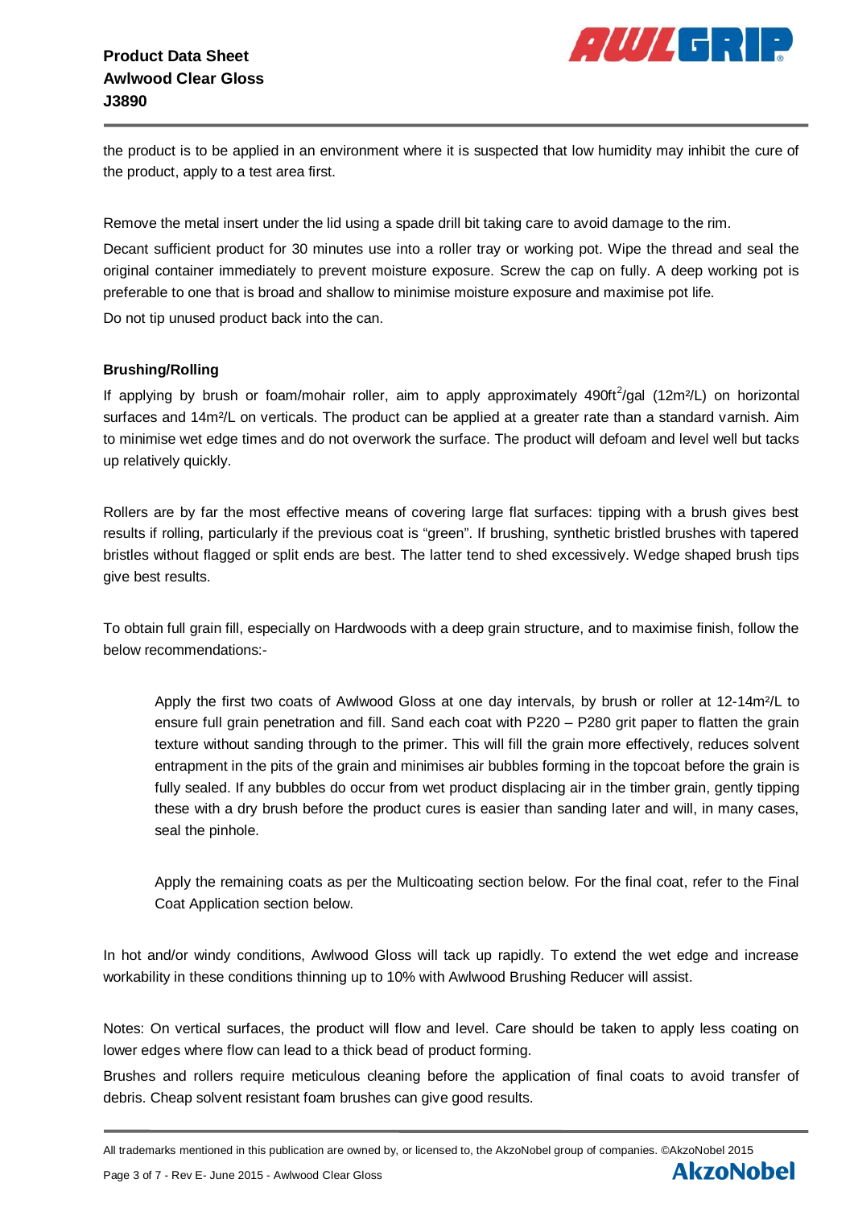the product is to be applied in an environment where it is suspected that low humidity may inhibit the cure of the product, apply to a test area first.

Remove the metal insert under the lid using a spade drill bit taking care to avoid damage to the rim.

Decant sufficient product for 30 minutes use into a roller tray or working pot. Wipe the thread and seal the original container immediately to prevent moisture exposure. Screw the cap on fully. A deep working pot is preferable to one that is broad and shallow to minimise moisture exposure and maximise pot life.

Do not tip unused product back into the can.

**Brushing/Rolling**

If applying by brush or foam/mohair roller, aim to apply approximately 490ft$^2$/gal (12m²/L) on horizontal surfaces and 14m²/L on verticals. The product can be applied at a greater rate than a standard varnish. Aim to minimise wet edge times and do not overwork the surface. The product will defoam and level well but tacks up relatively quickly.

Rollers are by far the most effective means of covering large flat surfaces: tipping with a brush gives best results if rolling, particularly if the previous coat is "green". If brushing, synthetic bristled brushes with tapered bristles without flagged or split ends are best. The latter tend to shed excessively. Wedge shaped brush tips give best results.

To obtain full grain fill, especially on Hardwoods with a deep grain structure, and to maximise finish, follow the below recommendations:-

> Apply the first two coats of Awlwood Gloss at one day intervals, by brush or roller at 12-14m²/L to ensure full grain penetration and fill. Sand each coat with P220 – P280 grit paper to flatten the grain texture without sanding through to the primer. This will fill the grain more effectively, reduces solvent entrapment in the pits of the grain and minimises air bubbles forming in the topcoat before the grain is fully sealed. If any bubbles do occur from wet product displacing air in the timber grain, gently tipping these with a dry brush before the product cures is easier than sanding later and will, in many cases, seal the pinhole.
>
> Apply the remaining coats as per the Multicoating section below. For the final coat, refer to the Final Coat Application section below.

In hot and/or windy conditions, Awlwood Gloss will tack up rapidly. To extend the wet edge and increase workability in these conditions thinning up to 10% with Awlwood Brushing Reducer will assist.

Notes: On vertical surfaces, the product will flow and level. Care should be taken to apply less coating on lower edges where flow can lead to a thick bead of product forming.

Brushes and rollers require meticulous cleaning before the application of final coats to avoid transfer of debris. Cheap solvent resistant foam brushes can give good results.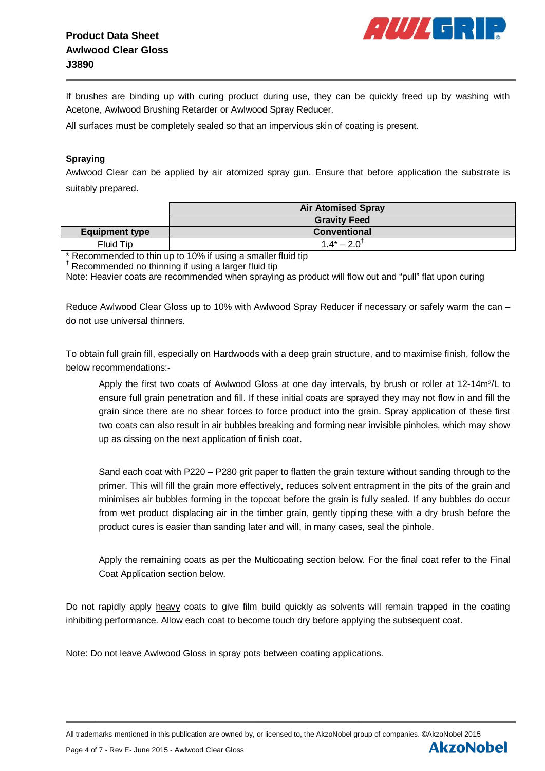If brushes are binding up with curing product during use, they can be quickly freed up by washing with Acetone, Awlwood Brushing Retarder or Awlwood Spray Reducer.

All surfaces must be completely sealed so that an impervious skin of coating is present.

**Spraying**

Awlwood Clear can be applied by air atomized spray gun. Ensure that before application the substrate is suitably prepared.

| | Air Atomised Spray |
|---|---|
| | **Gravity Feed** |
| **Equipment type** | **Conventional** |
| Fluid Tip | 1.4* – 2.0† |

\* Recommended to thin up to 10% if using a smaller fluid tip
† Recommended no thinning if using a larger fluid tip
Note: Heavier coats are recommended when spraying as product will flow out and "pull" flat upon curing

Reduce Awlwood Clear Gloss up to 10% with Awlwood Spray Reducer if necessary or safely warm the can – do not use universal thinners.

To obtain full grain fill, especially on Hardwoods with a deep grain structure, and to maximise finish, follow the below recommendations:-

> Apply the first two coats of Awlwood Gloss at one day intervals, by brush or roller at 12-14m²/L to ensure full grain penetration and fill. If these initial coats are sprayed they may not flow in and fill the grain since there are no shear forces to force product into the grain. Spray application of these first two coats can also result in air bubbles breaking and forming near invisible pinholes, which may show up as cissing on the next application of finish coat.
>
> Sand each coat with P220 – P280 grit paper to flatten the grain texture without sanding through to the primer. This will fill the grain more effectively, reduces solvent entrapment in the pits of the grain and minimises air bubbles forming in the topcoat before the grain is fully sealed. If any bubbles do occur from wet product displacing air in the timber grain, gently tipping these with a dry brush before the product cures is easier than sanding later and will, in many cases, seal the pinhole.
>
> Apply the remaining coats as per the Multicoating section below. For the final coat refer to the Final Coat Application section below.

Do not rapidly apply heavy coats to give film build quickly as solvents will remain trapped in the coating inhibiting performance. Allow each coat to become touch dry before applying the subsequent coat.

Note: Do not leave Awlwood Gloss in spray pots between coating applications.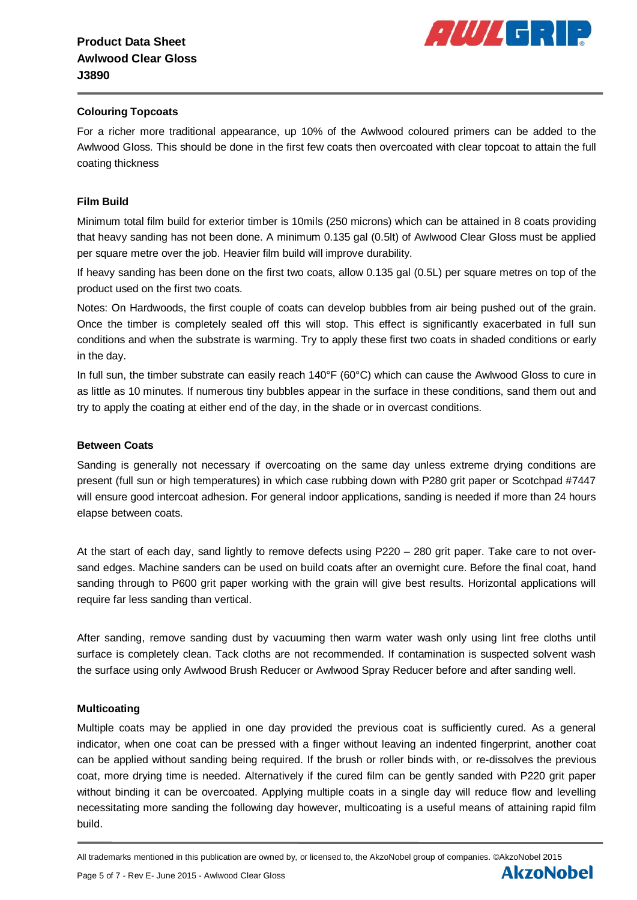## Colouring Topcoats

For a richer more traditional appearance, up 10% of the Awlwood coloured primers can be added to the Awlwood Gloss. This should be done in the first few coats then overcoated with clear topcoat to attain the full coating thickness

## Film Build

Minimum total film build for exterior timber is 10mils (250 microns) which can be attained in 8 coats providing that heavy sanding has not been done. A minimum 0.135 gal (0.5lt) of Awlwood Clear Gloss must be applied per square metre over the job. Heavier film build will improve durability.

If heavy sanding has been done on the first two coats, allow 0.135 gal (0.5L) per square metres on top of the product used on the first two coats.

Notes: On Hardwoods, the first couple of coats can develop bubbles from air being pushed out of the grain. Once the timber is completely sealed off this will stop. This effect is significantly exacerbated in full sun conditions and when the substrate is warming. Try to apply these first two coats in shaded conditions or early in the day.

In full sun, the timber substrate can easily reach 140°F (60°C) which can cause the Awlwood Gloss to cure in as little as 10 minutes. If numerous tiny bubbles appear in the surface in these conditions, sand them out and try to apply the coating at either end of the day, in the shade or in overcast conditions.

## Between Coats

Sanding is generally not necessary if overcoating on the same day unless extreme drying conditions are present (full sun or high temperatures) in which case rubbing down with P280 grit paper or Scotchpad #7447 will ensure good intercoat adhesion. For general indoor applications, sanding is needed if more than 24 hours elapse between coats.

At the start of each day, sand lightly to remove defects using P220 – 280 grit paper. Take care to not over-sand edges. Machine sanders can be used on build coats after an overnight cure. Before the final coat, hand sanding through to P600 grit paper working with the grain will give best results. Horizontal applications will require far less sanding than vertical.

After sanding, remove sanding dust by vacuuming then warm water wash only using lint free cloths until surface is completely clean. Tack cloths are not recommended. If contamination is suspected solvent wash the surface using only Awlwood Brush Reducer or Awlwood Spray Reducer before and after sanding well.

## Multicoating

Multiple coats may be applied in one day provided the previous coat is sufficiently cured. As a general indicator, when one coat can be pressed with a finger without leaving an indented fingerprint, another coat can be applied without sanding being required. If the brush or roller binds with, or re-dissolves the previous coat, more drying time is needed. Alternatively if the cured film can be gently sanded with P220 grit paper without binding it can be overcoated. Applying multiple coats in a single day will reduce flow and levelling necessitating more sanding the following day however, multicoating is a useful means of attaining rapid film build.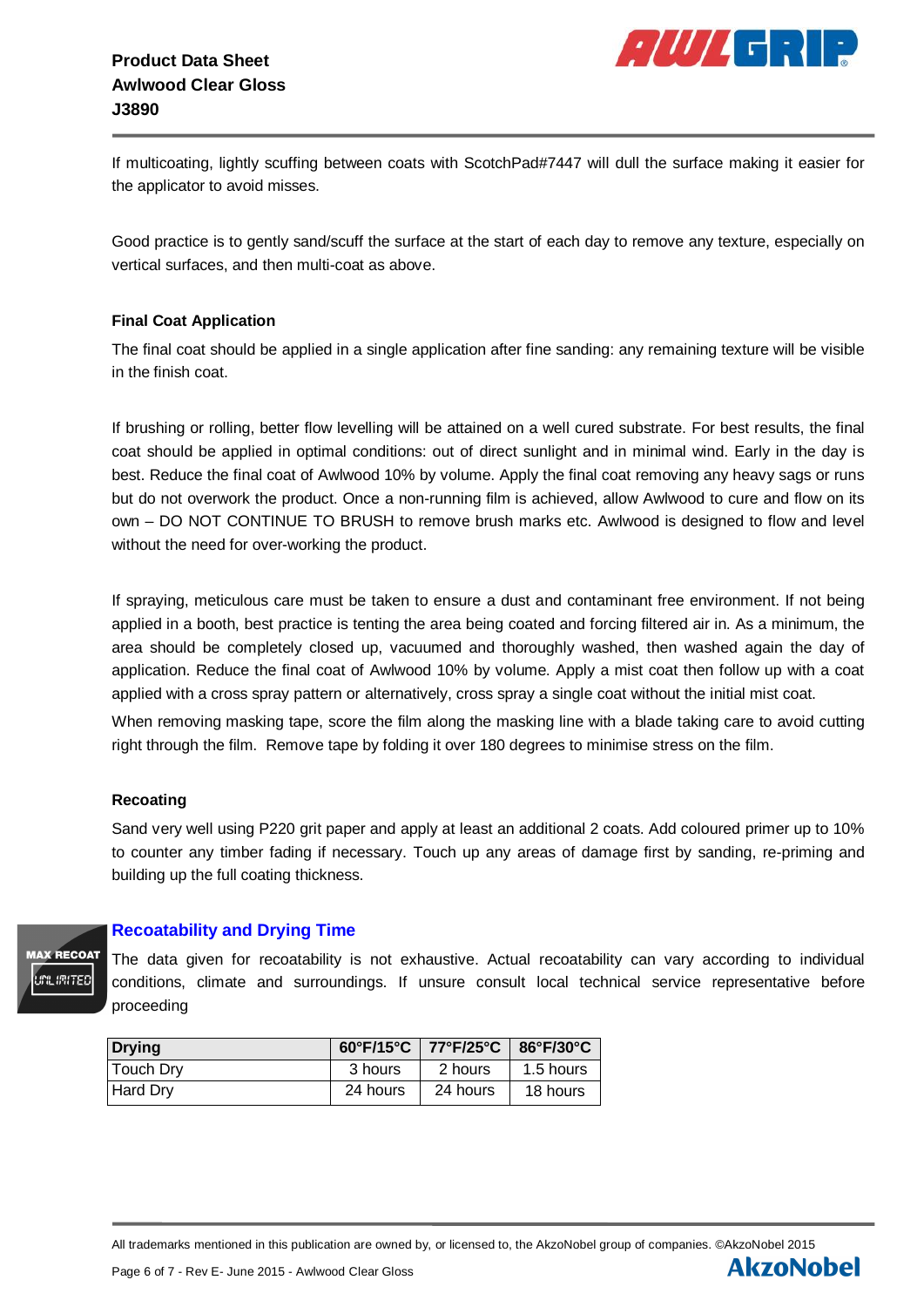If multicoating, lightly scuffing between coats with ScotchPad#7447 will dull the surface making it easier for the applicator to avoid misses.

Good practice is to gently sand/scuff the surface at the start of each day to remove any texture, especially on vertical surfaces, and then multi-coat as above.

**Final Coat Application**

The final coat should be applied in a single application after fine sanding: any remaining texture will be visible in the finish coat.

If brushing or rolling, better flow levelling will be attained on a well cured substrate. For best results, the final coat should be applied in optimal conditions: out of direct sunlight and in minimal wind. Early in the day is best. Reduce the final coat of Awlwood 10% by volume. Apply the final coat removing any heavy sags or runs but do not overwork the product. Once a non-running film is achieved, allow Awlwood to cure and flow on its own – DO NOT CONTINUE TO BRUSH to remove brush marks etc. Awlwood is designed to flow and level without the need for over-working the product.

If spraying, meticulous care must be taken to ensure a dust and contaminant free environment. If not being applied in a booth, best practice is tenting the area being coated and forcing filtered air in. As a minimum, the area should be completely closed up, vacuumed and thoroughly washed, then washed again the day of application. Reduce the final coat of Awlwood 10% by volume. Apply a mist coat then follow up with a coat applied with a cross spray pattern or alternatively, cross spray a single coat without the initial mist coat.

When removing masking tape, score the film along the masking line with a blade taking care to avoid cutting right through the film. Remove tape by folding it over 180 degrees to minimise stress on the film.

**Recoating**

Sand very well using P220 grit paper and apply at least an additional 2 coats. Add coloured primer up to 10% to counter any timber fading if necessary. Touch up any areas of damage first by sanding, re-priming and building up the full coating thickness.

## Recoatability and Drying Time

MAX RECOAT UNLIMITED

The data given for recoatability is not exhaustive. Actual recoatability can vary according to individual conditions, climate and surroundings. If unsure consult local technical service representative before proceeding

| Drying | 60°F/15°C | 77°F/25°C | 86°F/30°C |
|---|---|---|---|
| Touch Dry | 3 hours | 2 hours | 1.5 hours |
| Hard Dry | 24 hours | 24 hours | 18 hours |

All trademarks mentioned in this publication are owned by, or licensed to, the AkzoNobel group of companies. ©AkzoNobel 2015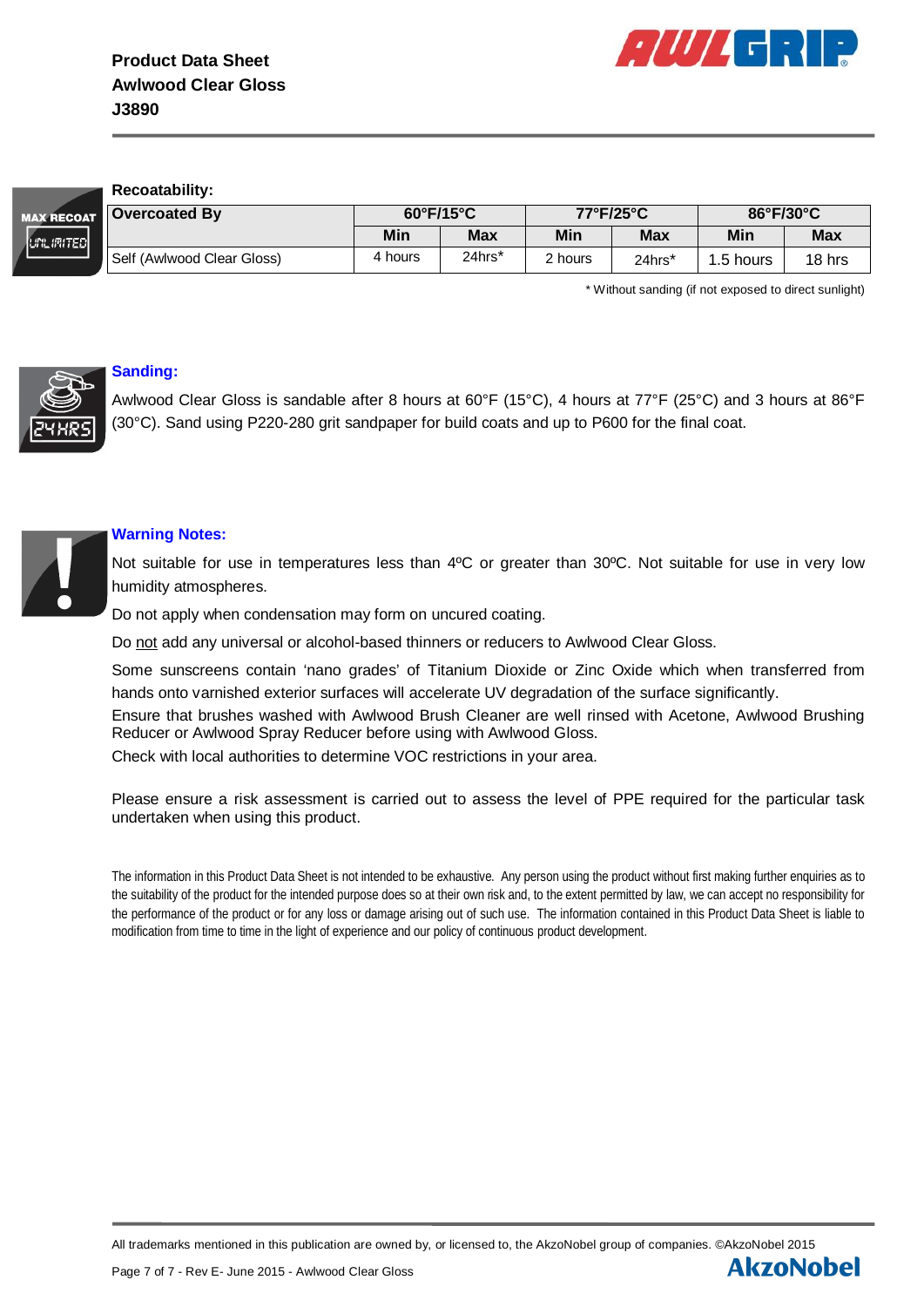**Recoatability:**

| Overcoated By | 60°F/15°C | | 77°F/25°C | | 86°F/30°C | |
|---|---|---|---|---|---|---|
| | Min | Max | Min | Max | Min | Max |
| Self (Awlwood Clear Gloss) | 4 hours | 24hrs* | 2 hours | 24hrs* | 1.5 hours | 18 hrs |

\* Without sanding (if not exposed to direct sunlight)

**Sanding:**

Awlwood Clear Gloss is sandable after 8 hours at 60°F (15°C), 4 hours at 77°F (25°C) and 3 hours at 86°F (30°C). Sand using P220-280 grit sandpaper for build coats and up to P600 for the final coat.

**Warning Notes:**

Not suitable for use in temperatures less than 4ºC or greater than 30ºC. Not suitable for use in very low humidity atmospheres.

Do not apply when condensation may form on uncured coating.

Do not add any universal or alcohol-based thinners or reducers to Awlwood Clear Gloss.

Some sunscreens contain 'nano grades' of Titanium Dioxide or Zinc Oxide which when transferred from hands onto varnished exterior surfaces will accelerate UV degradation of the surface significantly.

Ensure that brushes washed with Awlwood Brush Cleaner are well rinsed with Acetone, Awlwood Brushing Reducer or Awlwood Spray Reducer before using with Awlwood Gloss.

Check with local authorities to determine VOC restrictions in your area.

Please ensure a risk assessment is carried out to assess the level of PPE required for the particular task undertaken when using this product.

The information in this Product Data Sheet is not intended to be exhaustive. Any person using the product without first making further enquiries as to the suitability of the product for the intended purpose does so at their own risk and, to the extent permitted by law, we can accept no responsibility for the performance of the product or for any loss or damage arising out of such use. The information contained in this Product Data Sheet is liable to modification from time to time in the light of experience and our policy of continuous product development.

All trademarks mentioned in this publication are owned by, or licensed to, the AkzoNobel group of companies. ©AkzoNobel 2015